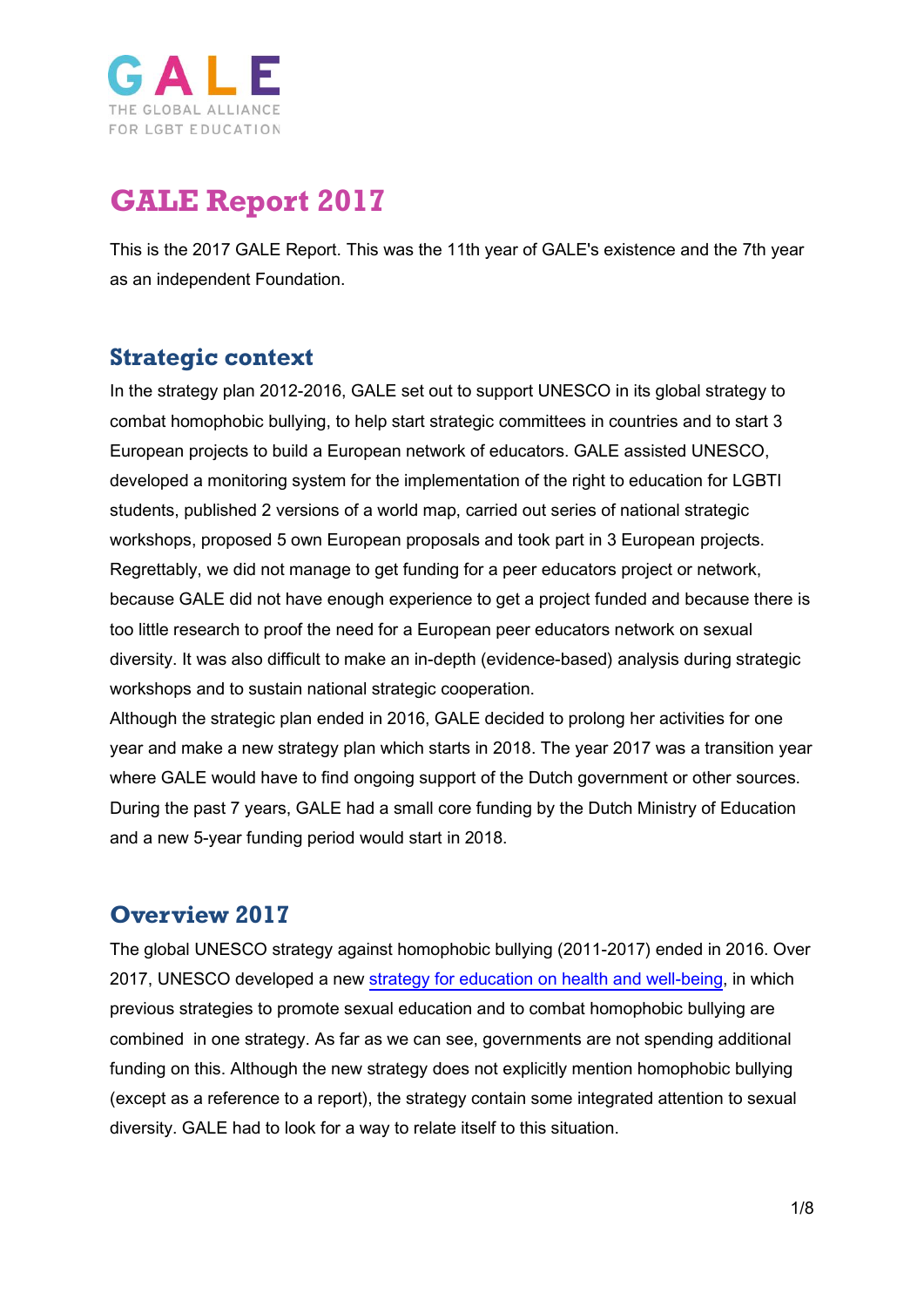GALE

THE GLOBAL ALLIANCE FOR LGBT EDUCATION

# GALE Report 2017

This is the 2017 GALE Report. This was the 11th year of GALE's existence and the 7th year as an independent Foundation.

## Strategic context

In the strategy plan 2012-2016, GALE set out to support UNESCO in its global strategy to combat homophobic bullying, to help start strategic committees in countries and to start 3 European projects to build a European network of educators. GALE assisted UNESCO, developed a monitoring system for the implementation of the right to education for LGBTI students, published 2 versions of a world map, carried out series of national strategic workshops, proposed 5 own European proposals and took part in 3 European projects. Regrettably, we did not manage to get funding for a peer educators project or network, because GALE did not have enough experience to get a project funded and because there is too little research to proof the need for a European peer educators network on sexual diversity. It was also difficult to make an in-depth (evidence-based) analysis during strategic workshops and to sustain national strategic cooperation.

Although the strategic plan ended in 2016, GALE decided to prolong her activities for one year and make a new strategy plan which starts in 2018. The year 2017 was a transition year where GALE would have to find ongoing support of the Dutch government or other sources. During the past 7 years, GALE had a small core funding by the Dutch Ministry of Education and a new 5-year funding period would start in 2018.

## Overview 2017

The global UNESCO strategy against homophobic bullying (2011-2017) ended in 2016. Over 2017, UNESCO developed a new [strategy for education on health and well-being](), in which previous strategies to promote sexual education and to combat homophobic bullying are combined in one strategy. As far as we can see, governments are not spending additional funding on this. Although the new strategy does not explicitly mention homophobic bullying (except as a reference to a report), the strategy contain some integrated attention to sexual diversity. GALE had to look for a way to relate itself to this situation.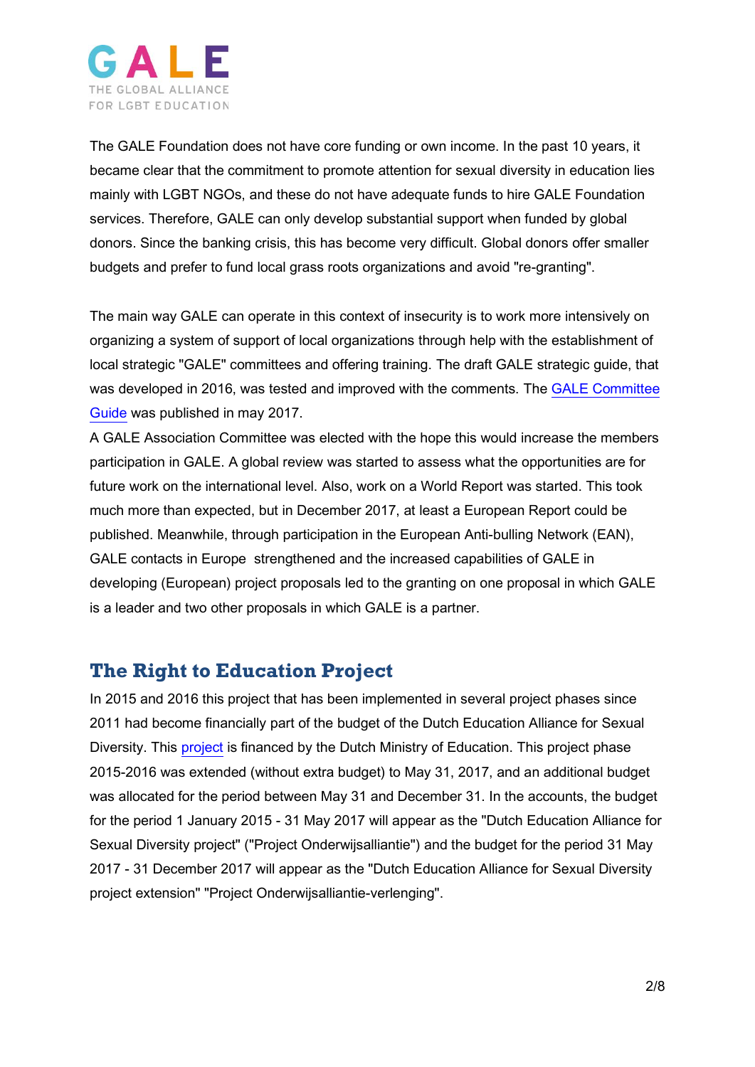The GALE Foundation does not have core funding or own income. In the past 10 years, it became clear that the commitment to promote attention for sexual diversity in education lies mainly with LGBT NGOs, and these do not have adequate funds to hire GALE Foundation services. Therefore, GALE can only develop substantial support when funded by global donors. Since the banking crisis, this has become very difficult. Global donors offer smaller budgets and prefer to fund local grass roots organizations and avoid "re-granting".

The main way GALE can operate in this context of insecurity is to work more intensively on organizing a system of support of local organizations through help with the establishment of local strategic "GALE" committees and offering training. The draft GALE strategic guide, that was developed in 2016, was tested and improved with the comments. The GALE Committee Guide was published in may 2017.

A GALE Association Committee was elected with the hope this would increase the members participation in GALE. A global review was started to assess what the opportunities are for future work on the international level. Also, work on a World Report was started. This took much more than expected, but in December 2017, at least a European Report could be published. Meanwhile, through participation in the European Anti-bulling Network (EAN), GALE contacts in Europe strengthened and the increased capabilities of GALE in developing (European) project proposals led to the granting on one proposal in which GALE is a leader and two other proposals in which GALE is a partner.

## The Right to Education Project

In 2015 and 2016 this project that has been implemented in several project phases since 2011 had become financially part of the budget of the Dutch Education Alliance for Sexual Diversity. This project is financed by the Dutch Ministry of Education. This project phase 2015-2016 was extended (without extra budget) to May 31, 2017, and an additional budget was allocated for the period between May 31 and December 31. In the accounts, the budget for the period 1 January 2015 - 31 May 2017 will appear as the "Dutch Education Alliance for Sexual Diversity project" ("Project Onderwijsalliantie") and the budget for the period 31 May 2017 - 31 December 2017 will appear as the "Dutch Education Alliance for Sexual Diversity project extension" "Project Onderwijsalliantie-verlenging".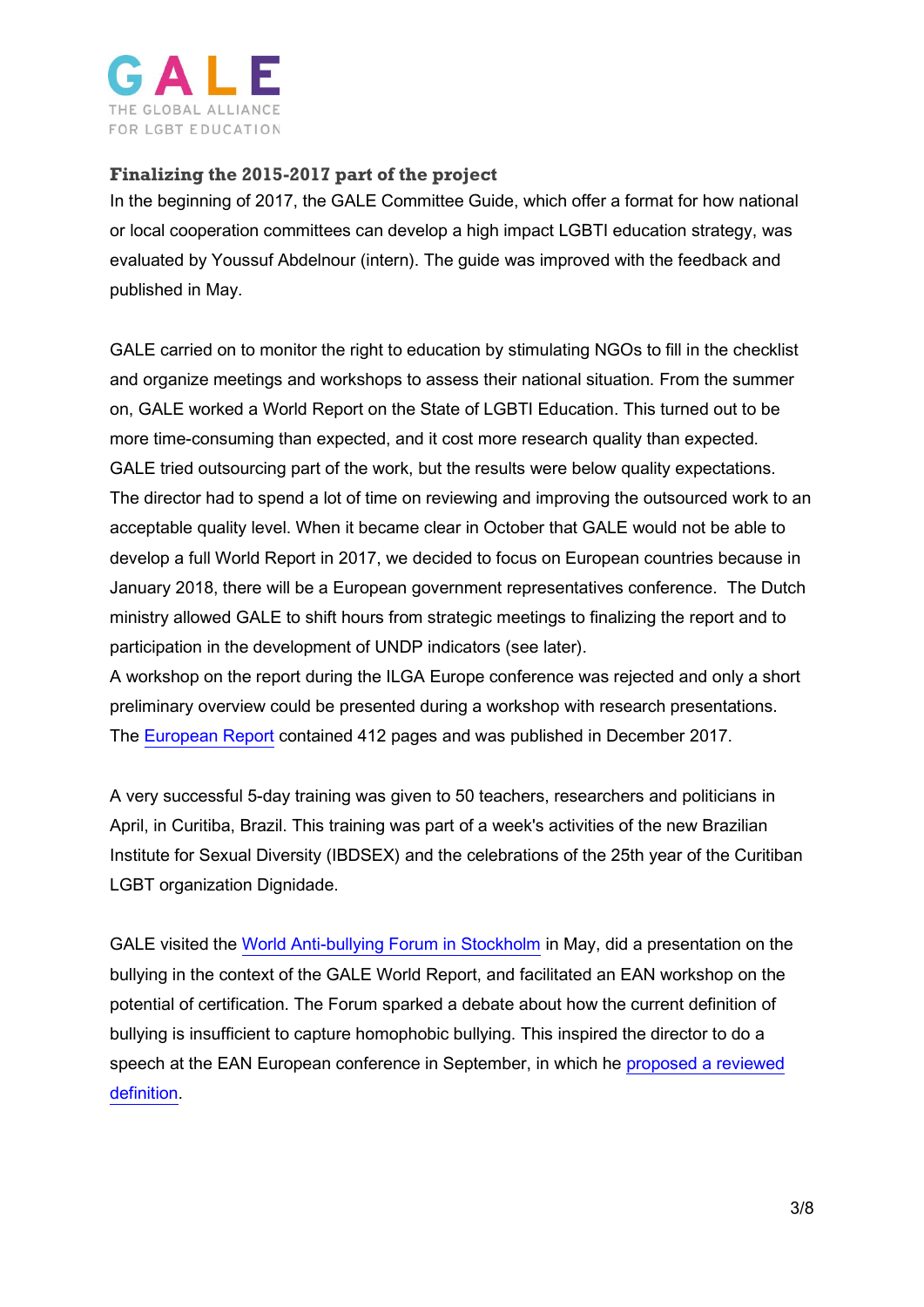## Finalizing the 2015-2017 part of the project

In the beginning of 2017, the GALE Committee Guide, which offer a format for how national or local cooperation committees can develop a high impact LGBTI education strategy, was evaluated by Youssuf Abdelnour (intern). The guide was improved with the feedback and published in May.

GALE carried on to monitor the right to education by stimulating NGOs to fill in the checklist and organize meetings and workshops to assess their national situation. From the summer on, GALE worked a World Report on the State of LGBTI Education. This turned out to be more time-consuming than expected, and it cost more research quality than expected. GALE tried outsourcing part of the work, but the results were below quality expectations. The director had to spend a lot of time on reviewing and improving the outsourced work to an acceptable quality level. When it became clear in October that GALE would not be able to develop a full World Report in 2017, we decided to focus on European countries because in January 2018, there will be a European government representatives conference. The Dutch ministry allowed GALE to shift hours from strategic meetings to finalizing the report and to participation in the development of UNDP indicators (see later).
A workshop on the report during the ILGA Europe conference was rejected and only a short preliminary overview could be presented during a workshop with research presentations. The European Report contained 412 pages and was published in December 2017.

A very successful 5-day training was given to 50 teachers, researchers and politicians in April, in Curitiba, Brazil. This training was part of a week's activities of the new Brazilian Institute for Sexual Diversity (IBDSEX) and the celebrations of the 25th year of the Curitiban LGBT organization Dignidade.

GALE visited the World Anti-bullying Forum in Stockholm in May, did a presentation on the bullying in the context of the GALE World Report, and facilitated an EAN workshop on the potential of certification. The Forum sparked a debate about how the current definition of bullying is insufficient to capture homophobic bullying. This inspired the director to do a speech at the EAN European conference in September, in which he proposed a reviewed definition.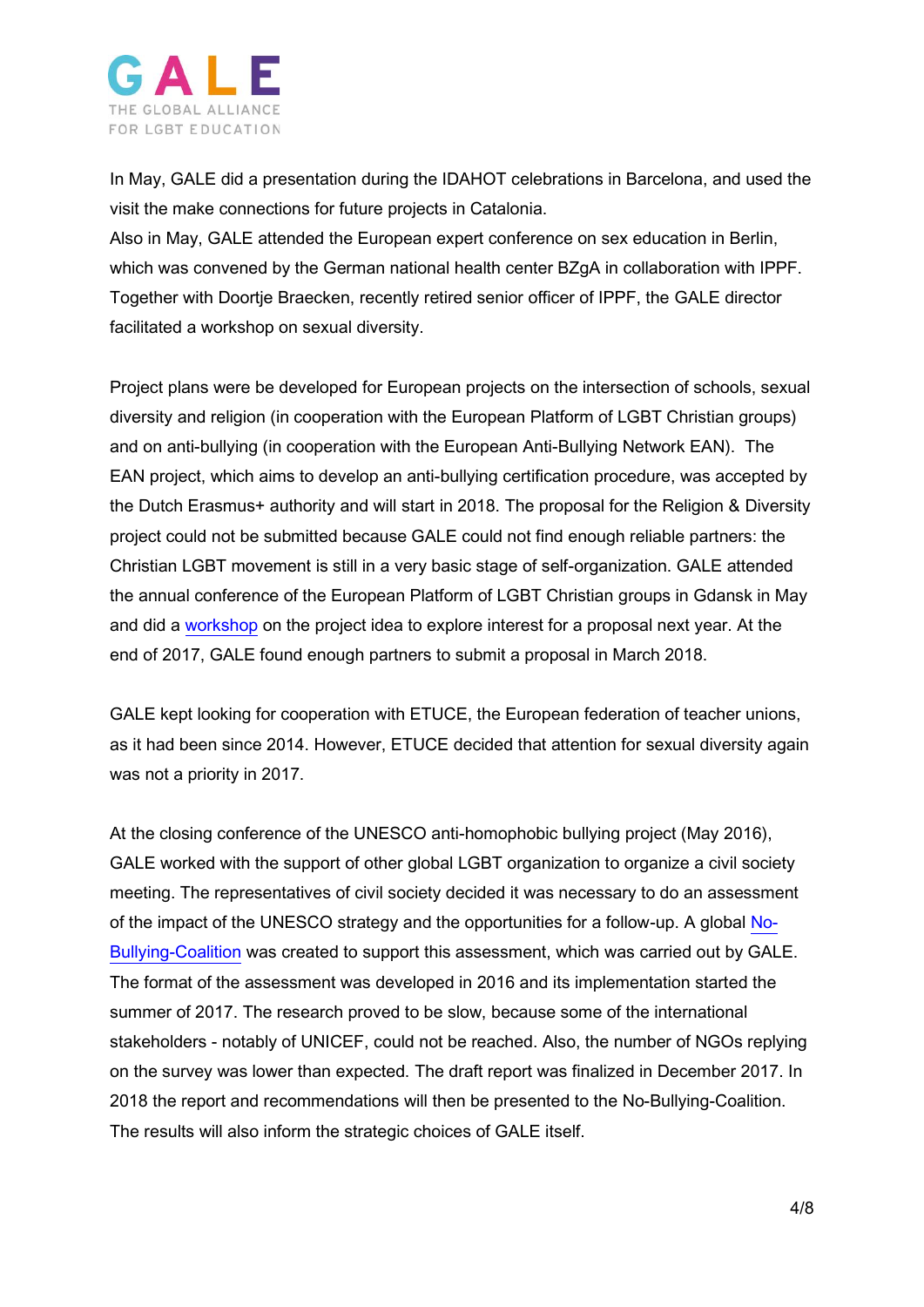In May, GALE did a presentation during the IDAHOT celebrations in Barcelona, and used the visit the make connections for future projects in Catalonia.
Also in May, GALE attended the European expert conference on sex education in Berlin, which was convened by the German national health center BZgA in collaboration with IPPF. Together with Doortje Braecken, recently retired senior officer of IPPF, the GALE director facilitated a workshop on sexual diversity.

Project plans were be developed for European projects on the intersection of schools, sexual diversity and religion (in cooperation with the European Platform of LGBT Christian groups) and on anti-bullying (in cooperation with the European Anti-Bullying Network EAN). The EAN project, which aims to develop an anti-bullying certification procedure, was accepted by the Dutch Erasmus+ authority and will start in 2018. The proposal for the Religion & Diversity project could not be submitted because GALE could not find enough reliable partners: the Christian LGBT movement is still in a very basic stage of self-organization. GALE attended the annual conference of the European Platform of LGBT Christian groups in Gdansk in May and did a workshop on the project idea to explore interest for a proposal next year. At the end of 2017, GALE found enough partners to submit a proposal in March 2018.

GALE kept looking for cooperation with ETUCE, the European federation of teacher unions, as it had been since 2014. However, ETUCE decided that attention for sexual diversity again was not a priority in 2017.

At the closing conference of the UNESCO anti-homophobic bullying project (May 2016), GALE worked with the support of other global LGBT organization to organize a civil society meeting. The representatives of civil society decided it was necessary to do an assessment of the impact of the UNESCO strategy and the opportunities for a follow-up. A global No-Bullying-Coalition was created to support this assessment, which was carried out by GALE. The format of the assessment was developed in 2016 and its implementation started the summer of 2017. The research proved to be slow, because some of the international stakeholders - notably of UNICEF, could not be reached. Also, the number of NGOs replying on the survey was lower than expected. The draft report was finalized in December 2017. In 2018 the report and recommendations will then be presented to the No-Bullying-Coalition. The results will also inform the strategic choices of GALE itself.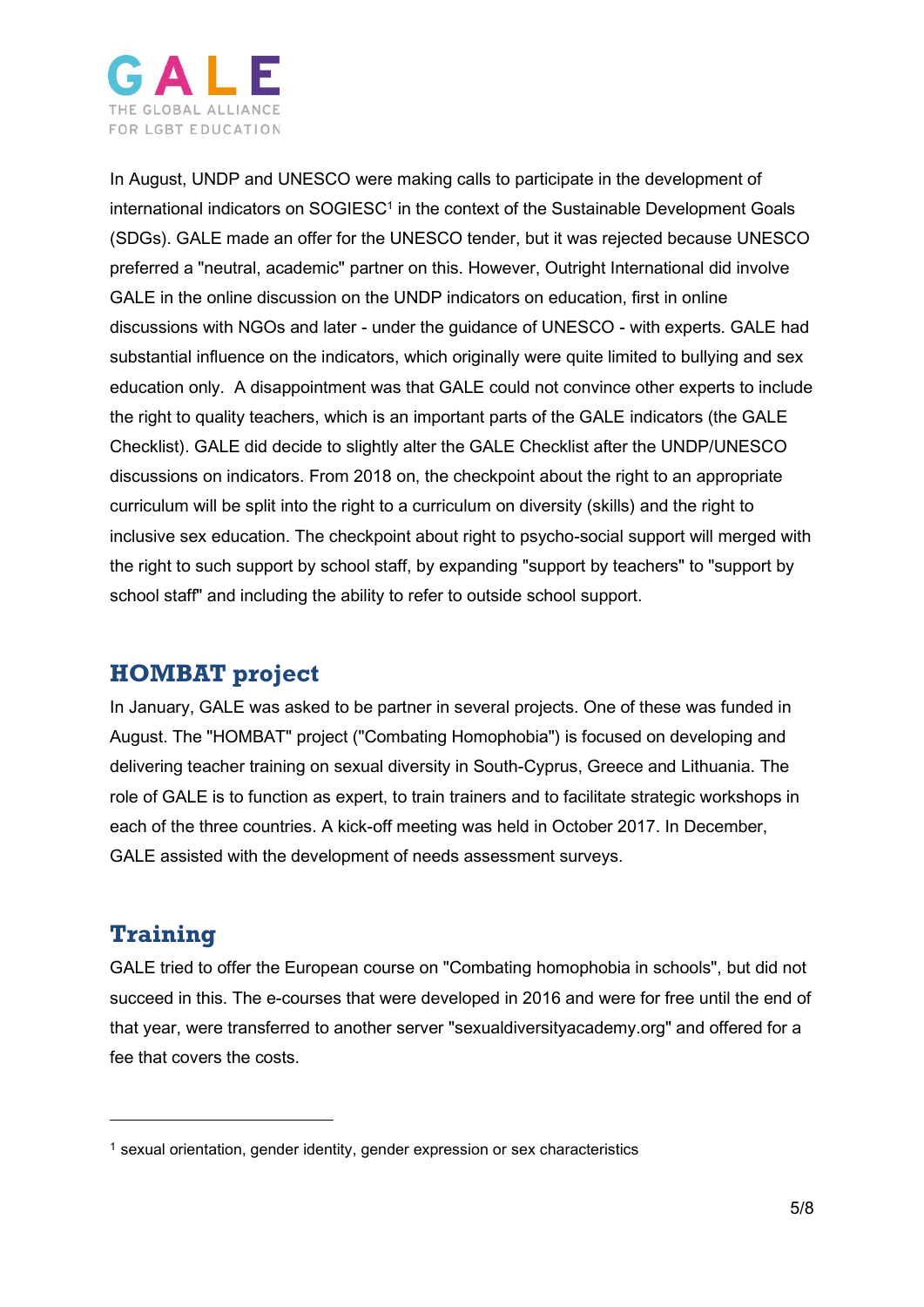In August, UNDP and UNESCO were making calls to participate in the development of international indicators on SOGIESC[1] in the context of the Sustainable Development Goals (SDGs). GALE made an offer for the UNESCO tender, but it was rejected because UNESCO preferred a "neutral, academic" partner on this. However, Outright International did involve GALE in the online discussion on the UNDP indicators on education, first in online discussions with NGOs and later - under the guidance of UNESCO - with experts. GALE had substantial influence on the indicators, which originally were quite limited to bullying and sex education only. A disappointment was that GALE could not convince other experts to include the right to quality teachers, which is an important parts of the GALE indicators (the GALE Checklist). GALE did decide to slightly alter the GALE Checklist after the UNDP/UNESCO discussions on indicators. From 2018 on, the checkpoint about the right to an appropriate curriculum will be split into the right to a curriculum on diversity (skills) and the right to inclusive sex education. The checkpoint about right to psycho-social support will merged with the right to such support by school staff, by expanding "support by teachers" to "support by school staff" and including the ability to refer to outside school support.

## HOMBAT project

In January, GALE was asked to be partner in several projects. One of these was funded in August. The "HOMBAT" project ("Combating Homophobia") is focused on developing and delivering teacher training on sexual diversity in South-Cyprus, Greece and Lithuania. The role of GALE is to function as expert, to train trainers and to facilitate strategic workshops in each of the three countries. A kick-off meeting was held in October 2017. In December, GALE assisted with the development of needs assessment surveys.

## Training

GALE tried to offer the European course on "Combating homophobia in schools", but did not succeed in this. The e-courses that were developed in 2016 and were for free until the end of that year, were transferred to another server "sexualdiversityacademy.org" and offered for a fee that covers the costs.

---

[1] sexual orientation, gender identity, gender expression or sex characteristics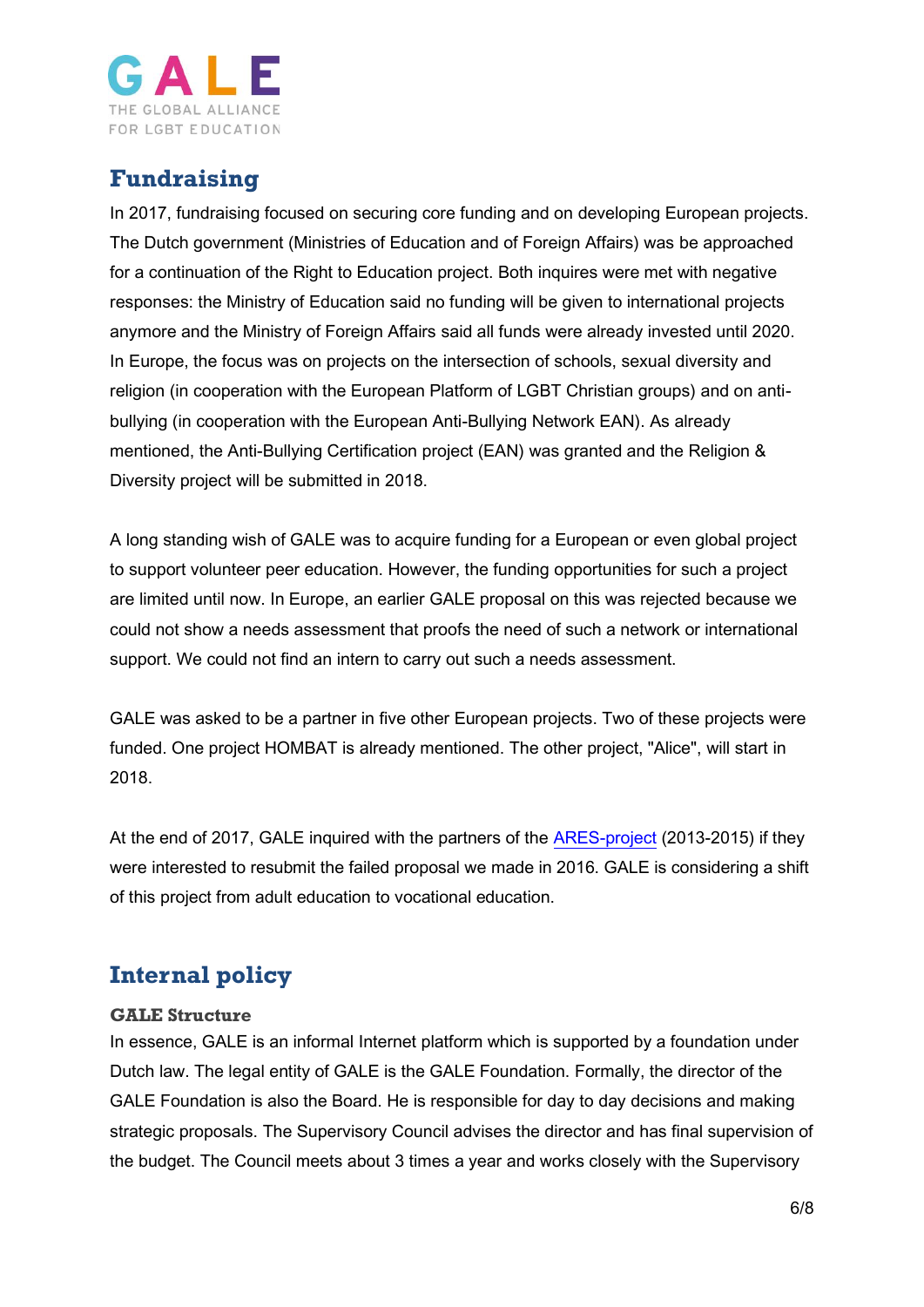## Fundraising

In 2017, fundraising focused on securing core funding and on developing European projects. The Dutch government (Ministries of Education and of Foreign Affairs) was be approached for a continuation of the Right to Education project. Both inquires were met with negative responses: the Ministry of Education said no funding will be given to international projects anymore and the Ministry of Foreign Affairs said all funds were already invested until 2020. In Europe, the focus was on projects on the intersection of schools, sexual diversity and religion (in cooperation with the European Platform of LGBT Christian groups) and on anti-bullying (in cooperation with the European Anti-Bullying Network EAN). As already mentioned, the Anti-Bullying Certification project (EAN) was granted and the Religion & Diversity project will be submitted in 2018.

A long standing wish of GALE was to acquire funding for a European or even global project to support volunteer peer education. However, the funding opportunities for such a project are limited until now. In Europe, an earlier GALE proposal on this was rejected because we could not show a needs assessment that proofs the need of such a network or international support. We could not find an intern to carry out such a needs assessment.

GALE was asked to be a partner in five other European projects. Two of these projects were funded. One project HOMBAT is already mentioned. The other project, "Alice", will start in 2018.

At the end of 2017, GALE inquired with the partners of the ARES-project (2013-2015) if they were interested to resubmit the failed proposal we made in 2016. GALE is considering a shift of this project from adult education to vocational education.

## Internal policy

### GALE Structure

In essence, GALE is an informal Internet platform which is supported by a foundation under Dutch law. The legal entity of GALE is the GALE Foundation. Formally, the director of the GALE Foundation is also the Board. He is responsible for day to day decisions and making strategic proposals. The Supervisory Council advises the director and has final supervision of the budget. The Council meets about 3 times a year and works closely with the Supervisory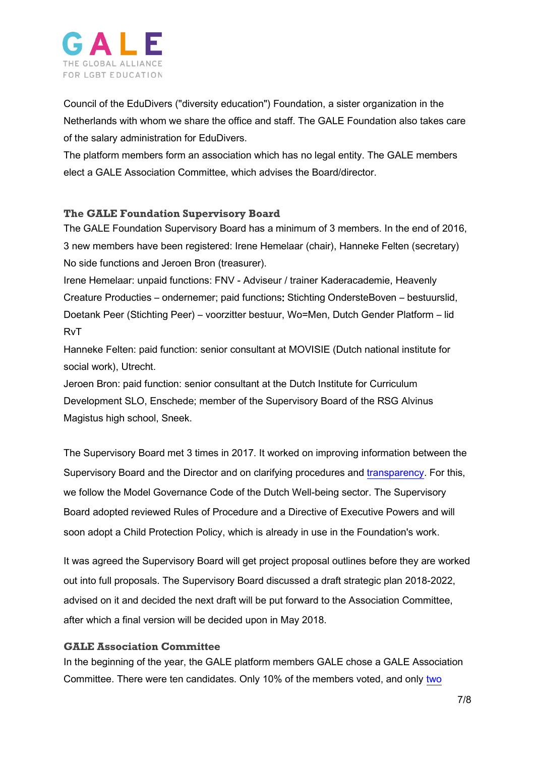Council of the EduDivers ("diversity education") Foundation, a sister organization in the Netherlands with whom we share the office and staff. The GALE Foundation also takes care of the salary administration for EduDivers.
The platform members form an association which has no legal entity. The GALE members elect a GALE Association Committee, which advises the Board/director.

## The GALE Foundation Supervisory Board

The GALE Foundation Supervisory Board has a minimum of 3 members. In the end of 2016, 3 new members have been registered: Irene Hemelaar (chair), Hanneke Felten (secretary) No side functions and Jeroen Bron (treasurer).
Irene Hemelaar: unpaid functions: FNV - Adviseur / trainer Kaderacademie, Heavenly Creature Producties – ondernemer; paid functions**:** Stichting OndersteBoven – bestuurslid, Doetank Peer (Stichting Peer) – voorzitter bestuur, Wo=Men, Dutch Gender Platform – lid RvT
Hanneke Felten: paid function: senior consultant at MOVISIE (Dutch national institute for social work), Utrecht.
Jeroen Bron: paid function: senior consultant at the Dutch Institute for Curriculum Development SLO, Enschede; member of the Supervisory Board of the RSG Alvinus Magistus high school, Sneek.

The Supervisory Board met 3 times in 2017. It worked on improving information between the Supervisory Board and the Director and on clarifying procedures and transparency. For this, we follow the Model Governance Code of the Dutch Well-being sector. The Supervisory Board adopted reviewed Rules of Procedure and a Directive of Executive Powers and will soon adopt a Child Protection Policy, which is already in use in the Foundation's work.

It was agreed the Supervisory Board will get project proposal outlines before they are worked out into full proposals. The Supervisory Board discussed a draft strategic plan 2018-2022, advised on it and decided the next draft will be put forward to the Association Committee, after which a final version will be decided upon in May 2018.

## GALE Association Committee

In the beginning of the year, the GALE platform members GALE chose a GALE Association Committee. There were ten candidates. Only 10% of the members voted, and only two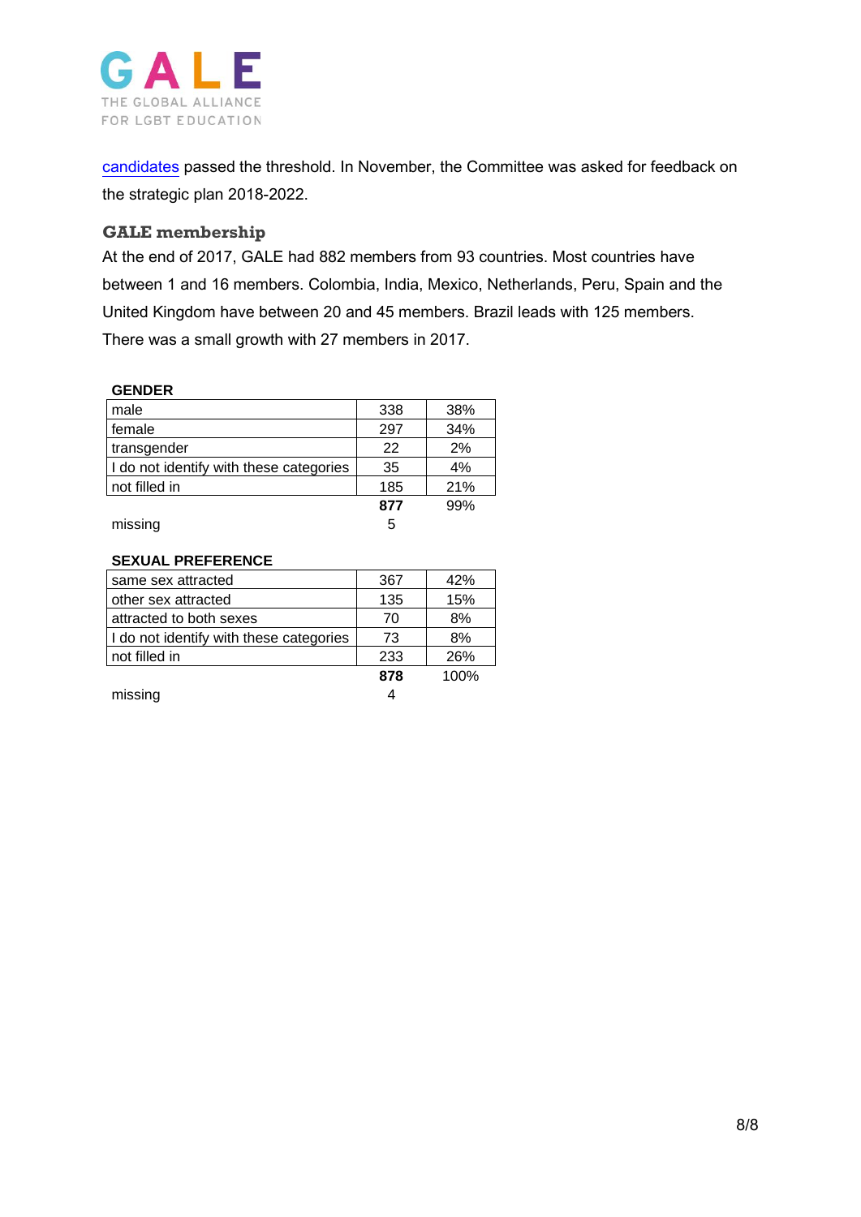candidates passed the threshold. In November, the Committee was asked for feedback on the strategic plan 2018-2022.

## GALE membership

At the end of 2017, GALE had 882 members from 93 countries. Most countries have between 1 and 16 members. Colombia, India, Mexico, Netherlands, Peru, Spain and the United Kingdom have between 20 and 45 members. Brazil leads with 125 members. There was a small growth with 27 members in 2017.

**GENDER**

| | | |
|---|---|---|
| male | 338 | 38% |
| female | 297 | 34% |
| transgender | 22 | 2% |
| I do not identify with these categories | 35 | 4% |
| not filled in | 185 | 21% |
| | **877** | 99% |
| missing | 5 | |

**SEXUAL PREFERENCE**

| | | |
|---|---|---|
| same sex attracted | 367 | 42% |
| other sex attracted | 135 | 15% |
| attracted to both sexes | 70 | 8% |
| I do not identify with these categories | 73 | 8% |
| not filled in | 233 | 26% |
| | **878** | 100% |
| missing | 4 | |